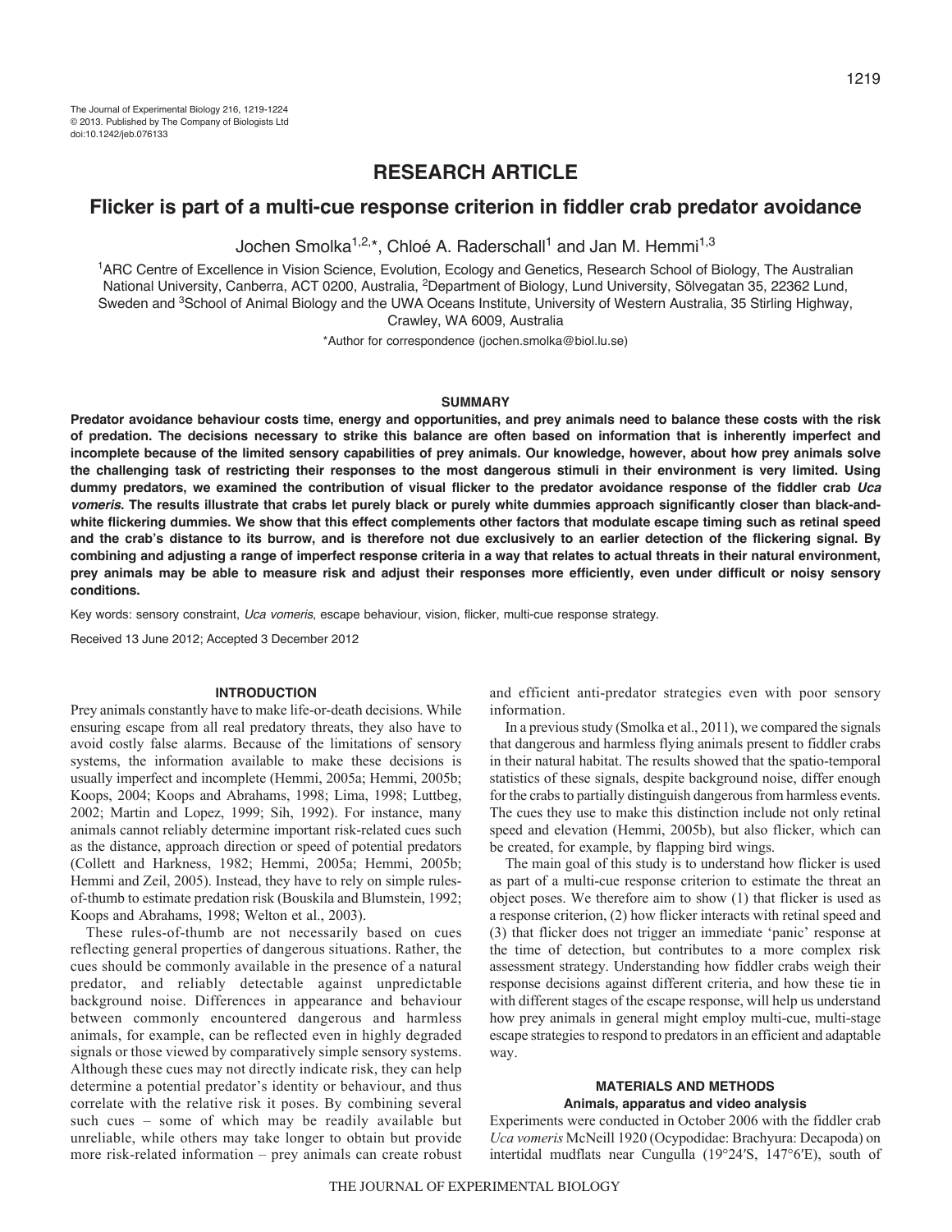**RESEARCH ARTICLE**

# Flicker is part of a multi-cue response criterion in fiddler crab predator avoidance

Jochen Smolka[1,2,*], Chloé A. Raderschall[1] and Jan M. Hemmi[1,3]

[1]ARC Centre of Excellence in Vision Science, Evolution, Ecology and Genetics, Research School of Biology, The Australian National University, Canberra, ACT 0200, Australia, [2]Department of Biology, Lund University, Sölvegatan 35, 22362 Lund, Sweden and [3]School of Animal Biology and the UWA Oceans Institute, University of Western Australia, 35 Stirling Highway, Crawley, WA 6009, Australia

*Author for correspondence (jochen.smolka@biol.lu.se)

## SUMMARY

**Predator avoidance behaviour costs time, energy and opportunities, and prey animals need to balance these costs with the risk of predation. The decisions necessary to strike this balance are often based on information that is inherently imperfect and incomplete because of the limited sensory capabilities of prey animals. Our knowledge, however, about how prey animals solve the challenging task of restricting their responses to the most dangerous stimuli in their environment is very limited. Using dummy predators, we examined the contribution of visual flicker to the predator avoidance response of the fiddler crab *Uca vomeris*. The results illustrate that crabs let purely black or purely white dummies approach significantly closer than black-and-white flickering dummies. We show that this effect complements other factors that modulate escape timing such as retinal speed and the crab's distance to its burrow, and is therefore not due exclusively to an earlier detection of the flickering signal. By combining and adjusting a range of imperfect response criteria in a way that relates to actual threats in their natural environment, prey animals may be able to measure risk and adjust their responses more efficiently, even under difficult or noisy sensory conditions.**

Key words: sensory constraint, *Uca vomeris*, escape behaviour, vision, flicker, multi-cue response strategy.

Received 13 June 2012; Accepted 3 December 2012

## INTRODUCTION

Prey animals constantly have to make life-or-death decisions. While ensuring escape from all real predatory threats, they also have to avoid costly false alarms. Because of the limitations of sensory systems, the information available to make these decisions is usually imperfect and incomplete (Hemmi, 2005a; Hemmi, 2005b; Koops, 2004; Koops and Abrahams, 1998; Lima, 1998; Luttbeg, 2002; Martin and Lopez, 1999; Sih, 1992). For instance, many animals cannot reliably determine important risk-related cues such as the distance, approach direction or speed of potential predators (Collett and Harkness, 1982; Hemmi, 2005a; Hemmi, 2005b; Hemmi and Zeil, 2005). Instead, they have to rely on simple rules-of-thumb to estimate predation risk (Bouskila and Blumstein, 1992; Koops and Abrahams, 1998; Welton et al., 2003).

These rules-of-thumb are not necessarily based on cues reflecting general properties of dangerous situations. Rather, the cues should be commonly available in the presence of a natural predator, and reliably detectable against unpredictable background noise. Differences in appearance and behaviour between commonly encountered dangerous and harmless animals, for example, can be reflected even in highly degraded signals or those viewed by comparatively simple sensory systems. Although these cues may not directly indicate risk, they can help determine a potential predator's identity or behaviour, and thus correlate with the relative risk it poses. By combining several such cues – some of which may be readily available but unreliable, while others may take longer to obtain but provide more risk-related information – prey animals can create robust and efficient anti-predator strategies even with poor sensory information.

In a previous study (Smolka et al., 2011), we compared the signals that dangerous and harmless flying animals present to fiddler crabs in their natural habitat. The results showed that the spatio-temporal statistics of these signals, despite background noise, differ enough for the crabs to partially distinguish dangerous from harmless events. The cues they use to make this distinction include not only retinal speed and elevation (Hemmi, 2005b), but also flicker, which can be created, for example, by flapping bird wings.

The main goal of this study is to understand how flicker is used as part of a multi-cue response criterion to estimate the threat an object poses. We therefore aim to show (1) that flicker is used as a response criterion, (2) how flicker interacts with retinal speed and (3) that flicker does not trigger an immediate 'panic' response at the time of detection, but contributes to a more complex risk assessment strategy. Understanding how fiddler crabs weigh their response decisions against different criteria, and how these tie in with different stages of the escape response, will help us understand how prey animals in general might employ multi-cue, multi-stage escape strategies to respond to predators in an efficient and adaptable way.

## MATERIALS AND METHODS

### Animals, apparatus and video analysis

Experiments were conducted in October 2006 with the fiddler crab *Uca vomeris* McNeill 1920 (Ocypodidae: Brachyura: Decapoda) on intertidal mudflats near Cungulla (19°24′S, 147°6′E), south of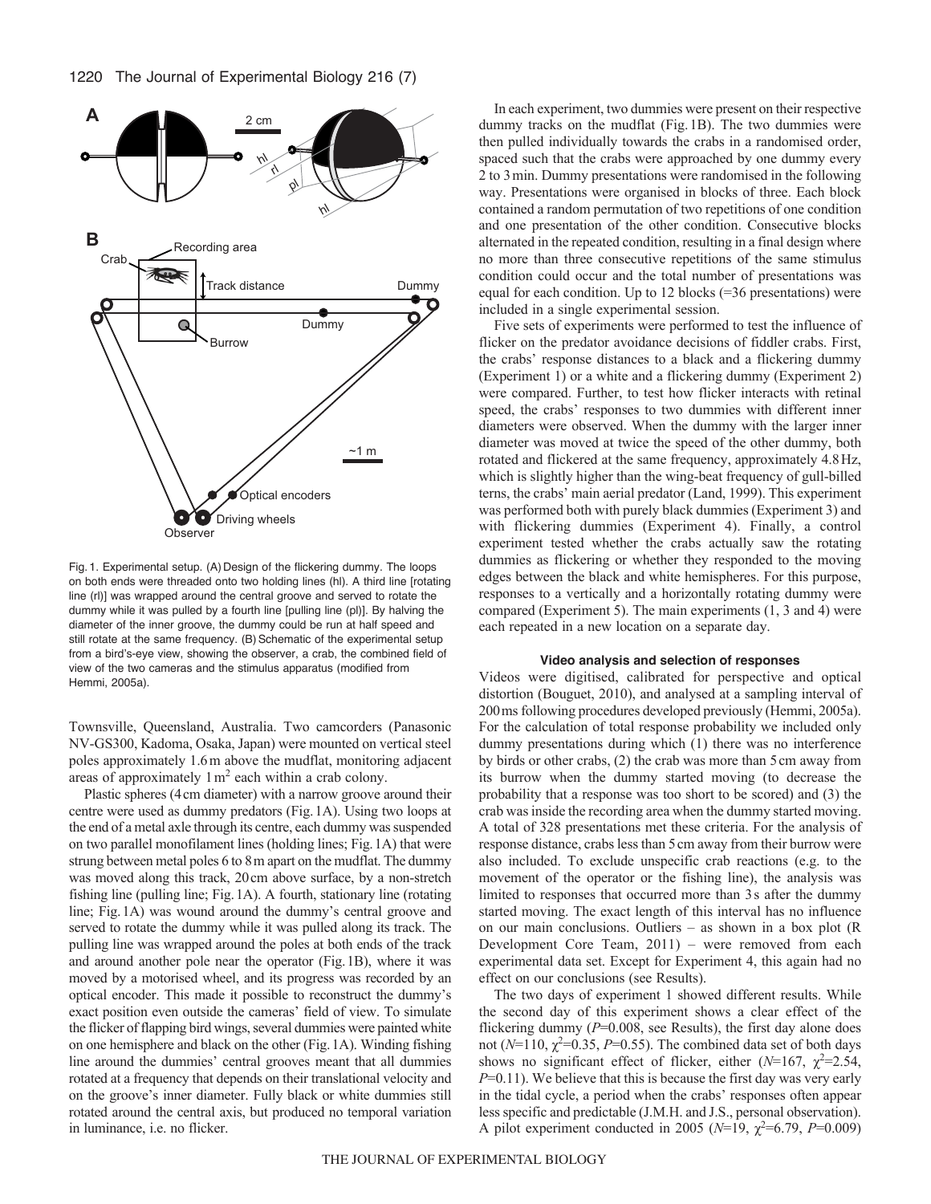Fig. 1. Experimental setup. (A) Design of the flickering dummy. The loops on both ends were threaded onto two holding lines (hl). A third line [rotating line (rl)] was wrapped around the central groove and served to rotate the dummy while it was pulled by a fourth line [pulling line (pl)]. By halving the diameter of the inner groove, the dummy could be run at half speed and still rotate at the same frequency. (B) Schematic of the experimental setup from a bird's-eye view, showing the observer, a crab, the combined field of view of the two cameras and the stimulus apparatus (modified from Hemmi, 2005a).

Townsville, Queensland, Australia. Two camcorders (Panasonic NV-GS300, Kadoma, Osaka, Japan) were mounted on vertical steel poles approximately 1.6 m above the mudflat, monitoring adjacent areas of approximately 1 m$^2$ each within a crab colony.

Plastic spheres (4 cm diameter) with a narrow groove around their centre were used as dummy predators (Fig. 1A). Using two loops at the end of a metal axle through its centre, each dummy was suspended on two parallel monofilament lines (holding lines; Fig. 1A) that were strung between metal poles 6 to 8 m apart on the mudflat. The dummy was moved along this track, 20 cm above surface, by a non-stretch fishing line (pulling line; Fig. 1A). A fourth, stationary line (rotating line; Fig. 1A) was wound around the dummy's central groove and served to rotate the dummy while it was pulled along its track. The pulling line was wrapped around the poles at both ends of the track and around another pole near the operator (Fig. 1B), where it was moved by a motorised wheel, and its progress was recorded by an optical encoder. This made it possible to reconstruct the dummy's exact position even outside the cameras' field of view. To simulate the flicker of flapping bird wings, several dummies were painted white on one hemisphere and black on the other (Fig. 1A). Winding fishing line around the dummies' central grooves meant that all dummies rotated at a frequency that depends on their translational velocity and on the groove's inner diameter. Fully black or white dummies still rotated around the central axis, but produced no temporal variation in luminance, i.e. no flicker.

In each experiment, two dummies were present on their respective dummy tracks on the mudflat (Fig. 1B). The two dummies were then pulled individually towards the crabs in a randomised order, spaced such that the crabs were approached by one dummy every 2 to 3 min. Dummy presentations were randomised in the following way. Presentations were organised in blocks of three. Each block contained a random permutation of two repetitions of one condition and one presentation of the other condition. Consecutive blocks alternated in the repeated condition, resulting in a final design where no more than three consecutive repetitions of the same stimulus condition could occur and the total number of presentations was equal for each condition. Up to 12 blocks (=36 presentations) were included in a single experimental session.

Five sets of experiments were performed to test the influence of flicker on the predator avoidance decisions of fiddler crabs. First, the crabs' response distances to a black and a flickering dummy (Experiment 1) or a white and a flickering dummy (Experiment 2) were compared. Further, to test how flicker interacts with retinal speed, the crabs' responses to two dummies with different inner diameters were observed. When the dummy with the larger inner diameter was moved at twice the speed of the other dummy, both rotated and flickered at the same frequency, approximately 4.8 Hz, which is slightly higher than the wing-beat frequency of gull-billed terns, the crabs' main aerial predator (Land, 1999). This experiment was performed both with purely black dummies (Experiment 3) and with flickering dummies (Experiment 4). Finally, a control experiment tested whether the crabs actually saw the rotating dummies as flickering or whether they responded to the moving edges between the black and white hemispheres. For this purpose, responses to a vertically and a horizontally rotating dummy were compared (Experiment 5). The main experiments (1, 3 and 4) were each repeated in a new location on a separate day.

### Video analysis and selection of responses

Videos were digitised, calibrated for perspective and optical distortion (Bouguet, 2010), and analysed at a sampling interval of 200 ms following procedures developed previously (Hemmi, 2005a). For the calculation of total response probability we included only dummy presentations during which (1) there was no interference by birds or other crabs, (2) the crab was more than 5 cm away from its burrow when the dummy started moving (to decrease the probability that a response was too short to be scored) and (3) the crab was inside the recording area when the dummy started moving. A total of 328 presentations met these criteria. For the analysis of response distance, crabs less than 5 cm away from their burrow were also included. To exclude unspecific crab reactions (e.g. to the movement of the operator or the fishing line), the analysis was limited to responses that occurred more than 3 s after the dummy started moving. The exact length of this interval has no influence on our main conclusions. Outliers – as shown in a box plot (R Development Core Team, 2011) – were removed from each experimental data set. Except for Experiment 4, this again had no effect on our conclusions (see Results).

The two days of experiment 1 showed different results. While the second day of this experiment shows a clear effect of the flickering dummy ($P$=0.008, see Results), the first day alone does not ($N$=110, $\chi^2$=0.35, $P$=0.55). The combined data set of both days shows no significant effect of flicker, either ($N$=167, $\chi^2$=2.54, $P$=0.11). We believe that this is because the first day was very early in the tidal cycle, a period when the crabs' responses often appear less specific and predictable (J.M.H. and J.S., personal observation). A pilot experiment conducted in 2005 ($N$=19, $\chi^2$=6.79, $P$=0.009)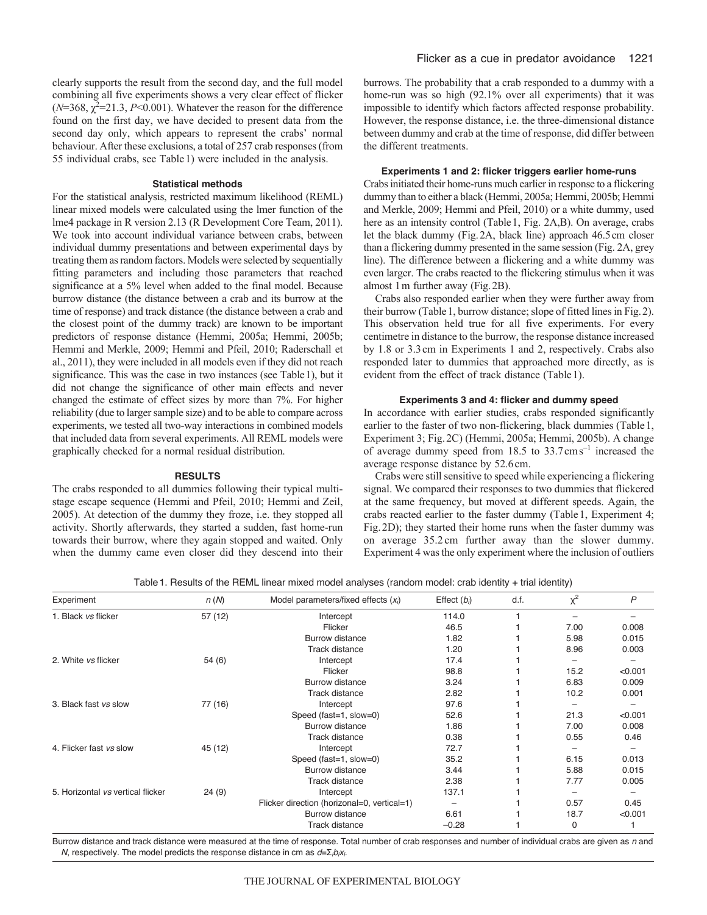clearly supports the result from the second day, and the full model combining all five experiments shows a very clear effect of flicker ($N$=368, $\chi^2$=21.3, $P$<0.001). Whatever the reason for the difference found on the first day, we have decided to present data from the second day only, which appears to represent the crabs' normal behaviour. After these exclusions, a total of 257 crab responses (from 55 individual crabs, see Table 1) were included in the analysis.

### Statistical methods

For the statistical analysis, restricted maximum likelihood (REML) linear mixed models were calculated using the lmer function of the lme4 package in R version 2.13 (R Development Core Team, 2011). We took into account individual variance between crabs, between individual dummy presentations and between experimental days by treating them as random factors. Models were selected by sequentially fitting parameters and including those parameters that reached significance at a 5% level when added to the final model. Because burrow distance (the distance between a crab and its burrow at the time of response) and track distance (the distance between a crab and the closest point of the dummy track) are known to be important predictors of response distance (Hemmi, 2005a; Hemmi, 2005b; Hemmi and Merkle, 2009; Hemmi and Pfeil, 2010; Raderschall et al., 2011), they were included in all models even if they did not reach significance. This was the case in two instances (see Table 1), but it did not change the significance of other main effects and never changed the estimate of effect sizes by more than 7%. For higher reliability (due to larger sample size) and to be able to compare across experiments, we tested all two-way interactions in combined models that included data from several experiments. All REML models were graphically checked for a normal residual distribution.

## RESULTS

The crabs responded to all dummies following their typical multi-stage escape sequence (Hemmi and Pfeil, 2010; Hemmi and Zeil, 2005). At detection of the dummy they froze, i.e. they stopped all activity. Shortly afterwards, they started a sudden, fast home-run towards their burrow, where they again stopped and waited. Only when the dummy came even closer did they descend into their burrows. The probability that a crab responded to a dummy with a home-run was so high (92.1% over all experiments) that it was impossible to identify which factors affected response probability. However, the response distance, i.e. the three-dimensional distance between dummy and crab at the time of response, did differ between the different treatments.

### Experiments 1 and 2: flicker triggers earlier home-runs

Crabs initiated their home-runs much earlier in response to a flickering dummy than to either a black (Hemmi, 2005a; Hemmi, 2005b; Hemmi and Merkle, 2009; Hemmi and Pfeil, 2010) or a white dummy, used here as an intensity control (Table 1, Fig. 2A,B). On average, crabs let the black dummy (Fig. 2A, black line) approach 46.5 cm closer than a flickering dummy presented in the same session (Fig. 2A, grey line). The difference between a flickering and a white dummy was even larger. The crabs reacted to the flickering stimulus when it was almost 1 m further away (Fig. 2B).

Crabs also responded earlier when they were further away from their burrow (Table 1, burrow distance; slope of fitted lines in Fig. 2). This observation held true for all five experiments. For every centimetre in distance to the burrow, the response distance increased by 1.8 or 3.3 cm in Experiments 1 and 2, respectively. Crabs also responded later to dummies that approached more directly, as is evident from the effect of track distance (Table 1).

### Experiments 3 and 4: flicker and dummy speed

In accordance with earlier studies, crabs responded significantly earlier to the faster of two non-flickering, black dummies (Table 1, Experiment 3; Fig. 2C) (Hemmi, 2005a; Hemmi, 2005b). A change of average dummy speed from 18.5 to 33.7 cm s$^{-1}$ increased the average response distance by 52.6 cm.

Crabs were still sensitive to speed while experiencing a flickering signal. We compared their responses to two dummies that flickered at the same frequency, but moved at different speeds. Again, the crabs reacted earlier to the faster dummy (Table 1, Experiment 4; Fig. 2D); they started their home runs when the faster dummy was on average 35.2 cm further away than the slower dummy. Experiment 4 was the only experiment where the inclusion of outliers

Table 1. Results of the REML linear mixed model analyses (random model: crab identity + trial identity)

| Experiment | $n$ ($N$) | Model parameters/fixed effects ($x_i$) | Effect ($b_i$) | d.f. | $\chi^2$ | $P$ |
|---|---|---|---|---|---|---|
| 1. Black vs flicker | 57 (12) | Intercept | 114.0 | 1 | – | – |
| | | Flicker | 46.5 | 1 | 7.00 | 0.008 |
| | | Burrow distance | 1.82 | 1 | 5.98 | 0.015 |
| | | Track distance | 1.20 | 1 | 8.96 | 0.003 |
| 2. White vs flicker | 54 (6) | Intercept | 17.4 | 1 | – | – |
| | | Flicker | 98.8 | 1 | 15.2 | <0.001 |
| | | Burrow distance | 3.24 | 1 | 6.83 | 0.009 |
| | | Track distance | 2.82 | 1 | 10.2 | 0.001 |
| 3. Black fast vs slow | 77 (16) | Intercept | 97.6 | 1 | – | – |
| | | Speed (fast=1, slow=0) | 52.6 | 1 | 21.3 | <0.001 |
| | | Burrow distance | 1.86 | 1 | 7.00 | 0.008 |
| | | Track distance | 0.38 | 1 | 0.55 | 0.46 |
| 4. Flicker fast vs slow | 45 (12) | Intercept | 72.7 | 1 | – | – |
| | | Speed (fast=1, slow=0) | 35.2 | 1 | 6.15 | 0.013 |
| | | Burrow distance | 3.44 | 1 | 5.88 | 0.015 |
| | | Track distance | 2.38 | 1 | 7.77 | 0.005 |
| 5. Horizontal vs vertical flicker | 24 (9) | Intercept | 137.1 | 1 | – | – |
| | | Flicker direction (horizonal=0, vertical=1) | – | 1 | 0.57 | 0.45 |
| | | Burrow distance | 6.61 | 1 | 18.7 | <0.001 |
| | | Track distance | –0.28 | 1 | 0 | 1 |

Burrow distance and track distance were measured at the time of response. Total number of crab responses and number of individual crabs are given as $n$ and $N$, respectively. The model predicts the response distance in cm as $d=\Sigma_i b_i x_i$.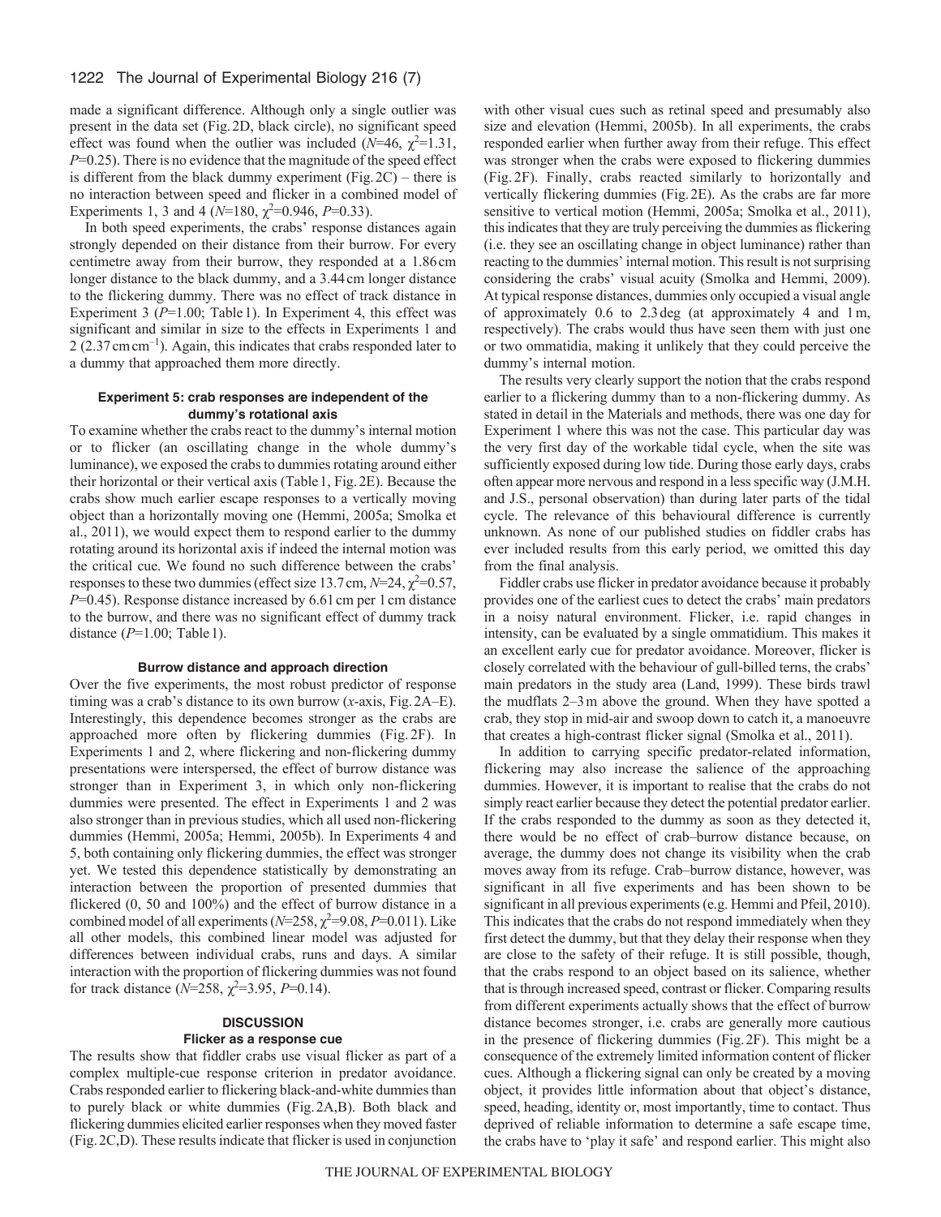made a significant difference. Although only a single outlier was present in the data set (Fig. 2D, black circle), no significant speed effect was found when the outlier was included ($N$=46, $\chi^2$=1.31, $P$=0.25). There is no evidence that the magnitude of the speed effect is different from the black dummy experiment (Fig. 2C) – there is no interaction between speed and flicker in a combined model of Experiments 1, 3 and 4 ($N$=180, $\chi^2$=0.946, $P$=0.33).

In both speed experiments, the crabs' response distances again strongly depended on their distance from their burrow. For every centimetre away from their burrow, they responded at a 1.86 cm longer distance to the black dummy, and a 3.44 cm longer distance to the flickering dummy. There was no effect of track distance in Experiment 3 ($P$=1.00; Table 1). In Experiment 4, this effect was significant and similar in size to the effects in Experiments 1 and 2 (2.37 cm cm$^{-1}$). Again, this indicates that crabs responded later to a dummy that approached them more directly.

#### Experiment 5: crab responses are independent of the dummy's rotational axis

To examine whether the crabs react to the dummy's internal motion or to flicker (an oscillating change in the whole dummy's luminance), we exposed the crabs to dummies rotating around either their horizontal or their vertical axis (Table 1, Fig. 2E). Because the crabs show much earlier escape responses to a vertically moving object than a horizontally moving one (Hemmi, 2005a; Smolka et al., 2011), we would expect them to respond earlier to the dummy rotating around its horizontal axis if indeed the internal motion was the critical cue. We found no such difference between the crabs' responses to these two dummies (effect size 13.7 cm, $N$=24, $\chi^2$=0.57, $P$=0.45). Response distance increased by 6.61 cm per 1 cm distance to the burrow, and there was no significant effect of dummy track distance ($P$=1.00; Table 1).

#### Burrow distance and approach direction

Over the five experiments, the most robust predictor of response timing was a crab's distance to its own burrow ($x$-axis, Fig. 2A–E). Interestingly, this dependence becomes stronger as the crabs are approached more often by flickering dummies (Fig. 2F). In Experiments 1 and 2, where flickering and non-flickering dummy presentations were interspersed, the effect of burrow distance was stronger than in Experiment 3, in which only non-flickering dummies were presented. The effect in Experiments 1 and 2 was also stronger than in previous studies, which all used non-flickering dummies (Hemmi, 2005a; Hemmi, 2005b). In Experiments 4 and 5, both containing only flickering dummies, the effect was stronger yet. We tested this dependence statistically by demonstrating an interaction between the proportion of presented dummies that flickered (0, 50 and 100%) and the effect of burrow distance in a combined model of all experiments ($N$=258, $\chi^2$=9.08, $P$=0.011). Like all other models, this combined linear model was adjusted for differences between individual crabs, runs and days. A similar interaction with the proportion of flickering dummies was not found for track distance ($N$=258, $\chi^2$=3.95, $P$=0.14).

## DISCUSSION

### Flicker as a response cue

The results show that fiddler crabs use visual flicker as part of a complex multiple-cue response criterion in predator avoidance. Crabs responded earlier to flickering black-and-white dummies than to purely black or white dummies (Fig. 2A,B). Both black and flickering dummies elicited earlier responses when they moved faster (Fig. 2C,D). These results indicate that flicker is used in conjunction with other visual cues such as retinal speed and presumably also size and elevation (Hemmi, 2005b). In all experiments, the crabs responded earlier when further away from their refuge. This effect was stronger when the crabs were exposed to flickering dummies (Fig. 2F). Finally, crabs reacted similarly to horizontally and vertically flickering dummies (Fig. 2E). As the crabs are far more sensitive to vertical motion (Hemmi, 2005a; Smolka et al., 2011), this indicates that they are truly perceiving the dummies as flickering (i.e. they see an oscillating change in object luminance) rather than reacting to the dummies' internal motion. This result is not surprising considering the crabs' visual acuity (Smolka and Hemmi, 2009). At typical response distances, dummies only occupied a visual angle of approximately 0.6 to 2.3 deg (at approximately 4 and 1 m, respectively). The crabs would thus have seen them with just one or two ommatidia, making it unlikely that they could perceive the dummy's internal motion.

The results very clearly support the notion that the crabs respond earlier to a flickering dummy than to a non-flickering dummy. As stated in detail in the Materials and methods, there was one day for Experiment 1 where this was not the case. This particular day was the very first day of the workable tidal cycle, when the site was sufficiently exposed during low tide. During those early days, crabs often appear more nervous and respond in a less specific way (J.M.H. and J.S., personal observation) than during later parts of the tidal cycle. The relevance of this behavioural difference is currently unknown. As none of our published studies on fiddler crabs has ever included results from this early period, we omitted this day from the final analysis.

Fiddler crabs use flicker in predator avoidance because it probably provides one of the earliest cues to detect the crabs' main predators in a noisy natural environment. Flicker, i.e. rapid changes in intensity, can be evaluated by a single ommatidium. This makes it an excellent early cue for predator avoidance. Moreover, flicker is closely correlated with the behaviour of gull-billed terns, the crabs' main predators in the study area (Land, 1999). These birds trawl the mudflats 2–3 m above the ground. When they have spotted a crab, they stop in mid-air and swoop down to catch it, a manoeuvre that creates a high-contrast flicker signal (Smolka et al., 2011).

In addition to carrying specific predator-related information, flickering may also increase the salience of the approaching dummies. However, it is important to realise that the crabs do not simply react earlier because they detect the potential predator earlier. If the crabs responded to the dummy as soon as they detected it, there would be no effect of crab–burrow distance because, on average, the dummy does not change its visibility when the crab moves away from its refuge. Crab–burrow distance, however, was significant in all five experiments and has been shown to be significant in all previous experiments (e.g. Hemmi and Pfeil, 2010). This indicates that the crabs do not respond immediately when they first detect the dummy, but that they delay their response when they are close to the safety of their refuge. It is still possible, though, that the crabs respond to an object based on its salience, whether that is through increased speed, contrast or flicker. Comparing results from different experiments actually shows that the effect of burrow distance becomes stronger, i.e. crabs are generally more cautious in the presence of flickering dummies (Fig. 2F). This might be a consequence of the extremely limited information content of flicker cues. Although a flickering signal can only be created by a moving object, it provides little information about that object's distance, speed, heading, identity or, most importantly, time to contact. Thus deprived of reliable information to determine a safe escape time, the crabs have to 'play it safe' and respond earlier. This might also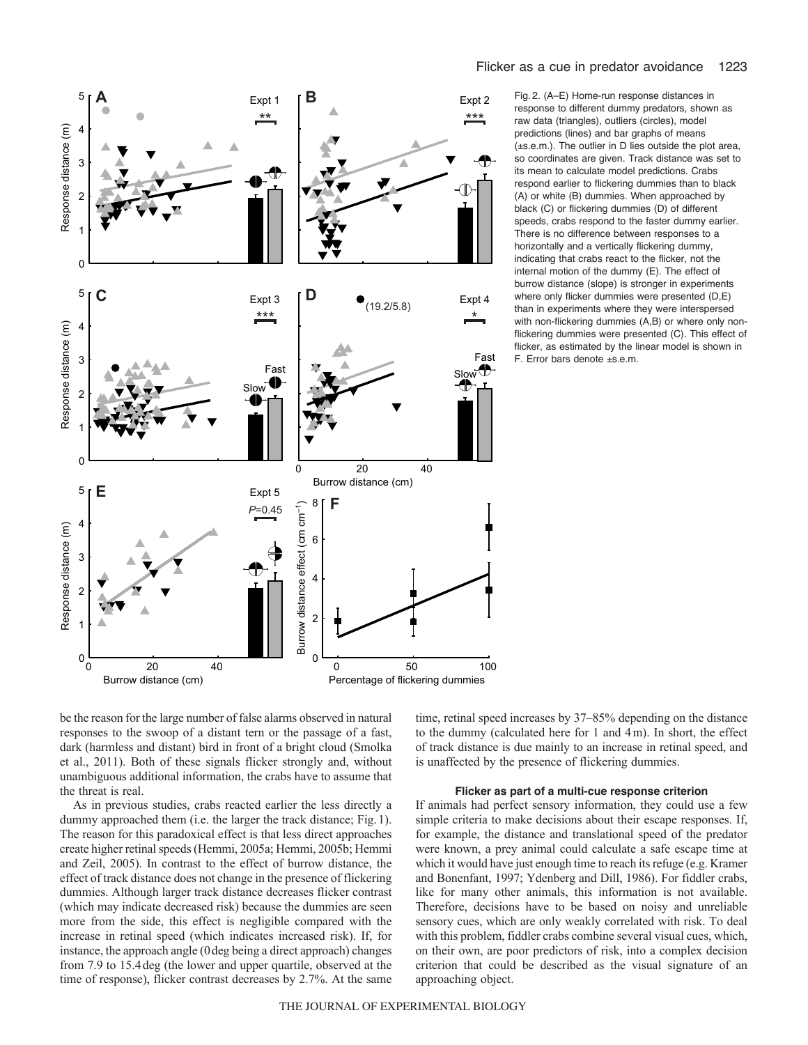Fig. 2. (A–E) Home-run response distances in response to different dummy predators, shown as raw data (triangles), outliers (circles), model predictions (lines) and bar graphs of means (±s.e.m.). The outlier in D lies outside the plot area, so coordinates are given. Track distance was set to its mean to calculate model predictions. Crabs respond earlier to flickering dummies than to black (A) or white (B) dummies. When approached by black (C) or flickering dummies (D) of different speeds, crabs respond to the faster dummy earlier. There is no difference between responses to a horizontally and a vertically flickering dummy, indicating that crabs react to the flicker, not the internal motion of the dummy (E). The effect of burrow distance (slope) is stronger in experiments where only flicker dummies were presented (D,E) than in experiments where they were interspersed with non-flickering dummies (A,B) or where only non-flickering dummies were presented (C). This effect of flicker, as estimated by the linear model is shown in F. Error bars denote ±s.e.m.

be the reason for the large number of false alarms observed in natural responses to the swoop of a distant tern or the passage of a fast, dark (harmless and distant) bird in front of a bright cloud (Smolka et al., 2011). Both of these signals flicker strongly and, without unambiguous additional information, the crabs have to assume that the threat is real.

As in previous studies, crabs reacted earlier the less directly a dummy approached them (i.e. the larger the track distance; Fig. 1). The reason for this paradoxical effect is that less direct approaches create higher retinal speeds (Hemmi, 2005a; Hemmi, 2005b; Hemmi and Zeil, 2005). In contrast to the effect of burrow distance, the effect of track distance does not change in the presence of flickering dummies. Although larger track distance decreases flicker contrast (which may indicate decreased risk) because the dummies are seen more from the side, this effect is negligible compared with the increase in retinal speed (which indicates increased risk). If, for instance, the approach angle (0 deg being a direct approach) changes from 7.9 to 15.4 deg (the lower and upper quartile, observed at the time of response), flicker contrast decreases by 2.7%. At the same time, retinal speed increases by 37–85% depending on the distance to the dummy (calculated here for 1 and 4 m). In short, the effect of track distance is due mainly to an increase in retinal speed, and is unaffected by the presence of flickering dummies.

### Flicker as part of a multi-cue response criterion

If animals had perfect sensory information, they could use a few simple criteria to make decisions about their escape responses. If, for example, the distance and translational speed of the predator were known, a prey animal could calculate a safe escape time at which it would have just enough time to reach its refuge (e.g. Kramer and Bonenfant, 1997; Ydenberg and Dill, 1986). For fiddler crabs, like for many other animals, this information is not available. Therefore, decisions have to be based on noisy and unreliable sensory cues, which are only weakly correlated with risk. To deal with this problem, fiddler crabs combine several visual cues, which, on their own, are poor predictors of risk, into a complex decision criterion that could be described as the visual signature of an approaching object.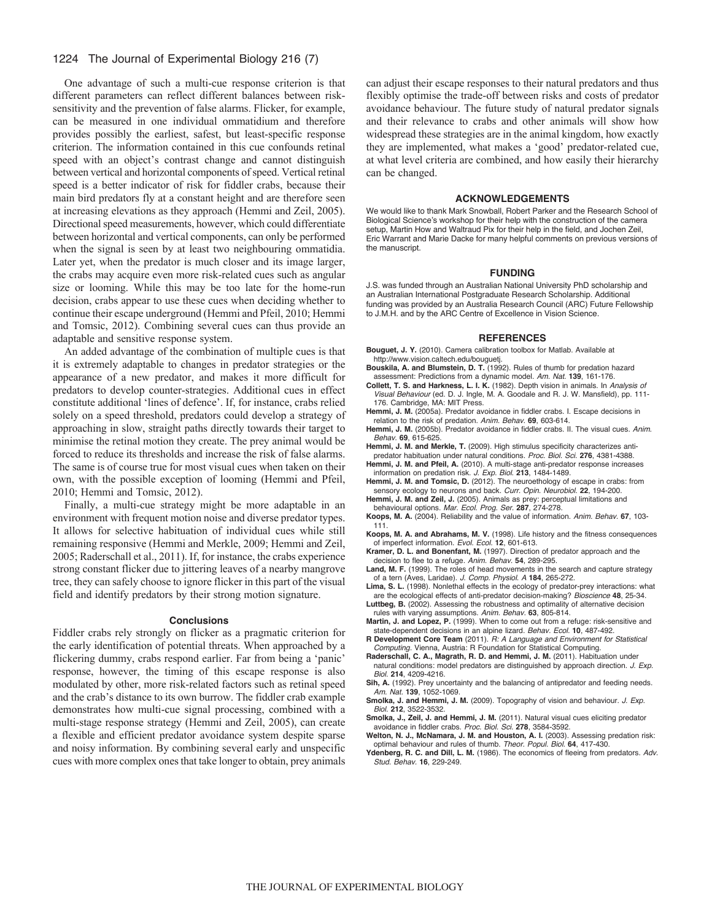One advantage of such a multi-cue response criterion is that different parameters can reflect different balances between risk-sensitivity and the prevention of false alarms. Flicker, for example, can be measured in one individual ommatidium and therefore provides possibly the earliest, safest, but least-specific response criterion. The information contained in this cue confounds retinal speed with an object's contrast change and cannot distinguish between vertical and horizontal components of speed. Vertical retinal speed is a better indicator of risk for fiddler crabs, because their main bird predators fly at a constant height and are therefore seen at increasing elevations as they approach (Hemmi and Zeil, 2005). Directional speed measurements, however, which could differentiate between horizontal and vertical components, can only be performed when the signal is seen by at least two neighbouring ommatidia. Later yet, when the predator is much closer and its image larger, the crabs may acquire even more risk-related cues such as angular size or looming. While this may be too late for the home-run decision, crabs appear to use these cues when deciding whether to continue their escape underground (Hemmi and Pfeil, 2010; Hemmi and Tomsic, 2012). Combining several cues can thus provide an adaptable and sensitive response system.

An added advantage of the combination of multiple cues is that it is extremely adaptable to changes in predator strategies or the appearance of a new predator, and makes it more difficult for predators to develop counter-strategies. Additional cues in effect constitute additional 'lines of defence'. If, for instance, crabs relied solely on a speed threshold, predators could develop a strategy of approaching in slow, straight paths directly towards their target to minimise the retinal motion they create. The prey animal would be forced to reduce its thresholds and increase the risk of false alarms. The same is of course true for most visual cues when taken on their own, with the possible exception of looming (Hemmi and Pfeil, 2010; Hemmi and Tomsic, 2012).

Finally, a multi-cue strategy might be more adaptable in an environment with frequent motion noise and diverse predator types. It allows for selective habituation of individual cues while still remaining responsive (Hemmi and Merkle, 2009; Hemmi and Zeil, 2005; Raderschall et al., 2011). If, for instance, the crabs experience strong constant flicker due to jittering leaves of a nearby mangrove tree, they can safely choose to ignore flicker in this part of the visual field and identify predators by their strong motion signature.

## Conclusions

Fiddler crabs rely strongly on flicker as a pragmatic criterion for the early identification of potential threats. When approached by a flickering dummy, crabs respond earlier. Far from being a 'panic' response, however, the timing of this escape response is also modulated by other, more risk-related factors such as retinal speed and the crab's distance to its own burrow. The fiddler crab example demonstrates how multi-cue signal processing, combined with a multi-stage response strategy (Hemmi and Zeil, 2005), can create a flexible and efficient predator avoidance system despite sparse and noisy information. By combining several early and unspecific cues with more complex ones that take longer to obtain, prey animals can adjust their escape responses to their natural predators and thus flexibly optimise the trade-off between risks and costs of predator avoidance behaviour. The future study of natural predator signals and their relevance to crabs and other animals will show how widespread these strategies are in the animal kingdom, how exactly they are implemented, what makes a 'good' predator-related cue, at what level criteria are combined, and how easily their hierarchy can be changed.

## ACKNOWLEDGEMENTS

We would like to thank Mark Snowball, Robert Parker and the Research School of Biological Science's workshop for their help with the construction of the camera setup, Martin How and Waltraud Pix for their help in the field, and Jochen Zeil, Eric Warrant and Marie Dacke for many helpful comments on previous versions of the manuscript.

## FUNDING

J.S. was funded through an Australian National University PhD scholarship and an Australian International Postgraduate Research Scholarship. Additional funding was provided by an Australia Research Council (ARC) Future Fellowship to J.M.H. and by the ARC Centre of Excellence in Vision Science.

## REFERENCES

**Bouguet, J. Y.** (2010). Camera calibration toolbox for Matlab. Available at http://www.vision.caltech.edu/bouguetj.

**Bouskila, A. and Blumstein, D. T.** (1992). Rules of thumb for predation hazard assessment: Predictions from a dynamic model. *Am. Nat.* **139**, 161-176.

**Collett, T. S. and Harkness, L. I. K.** (1982). Depth vision in animals. In *Analysis of Visual Behaviour* (ed. D. J. Ingle, M. A. Goodale and R. J. W. Mansfield), pp. 111-176. Cambridge, MA: MIT Press.

**Hemmi, J. M.** (2005a). Predator avoidance in fiddler crabs. I. Escape decisions in relation to the risk of predation. *Anim. Behav.* **69**, 603-614.

**Hemmi, J. M.** (2005b). Predator avoidance in fiddler crabs. II. The visual cues. *Anim. Behav.* **69**, 615-625.

**Hemmi, J. M. and Merkle, T.** (2009). High stimulus specificity characterizes anti-predator habituation under natural conditions. *Proc. Biol. Sci.* **276**, 4381-4388.

**Hemmi, J. M. and Pfeil, A.** (2010). A multi-stage anti-predator response increases information on predation risk. *J. Exp. Biol.* **213**, 1484-1489.

**Hemmi, J. M. and Tomsic, D.** (2012). The neuroethology of escape in crabs: from sensory ecology to neurons and back. *Curr. Opin. Neurobiol.* **22**, 194-200.

**Hemmi, J. M. and Zeil, J.** (2005). Animals as prey: perceptual limitations and behavioural options. *Mar. Ecol. Prog. Ser.* **287**, 274-278.

**Koops, M. A.** (2004). Reliability and the value of information. *Anim. Behav.* **67**, 103-111.

**Koops, M. A. and Abrahams, M. V.** (1998). Life history and the fitness consequences of imperfect information. *Evol. Ecol.* **12**, 601-613.

**Kramer, D. L. and Bonenfant, M.** (1997). Direction of predator approach and the decision to flee to a refuge. *Anim. Behav.* **54**, 289-295.

**Land, M. F.** (1999). The roles of head movements in the search and capture strategy of a tern (Aves, Laridae). *J. Comp. Physiol. A* **184**, 265-272.

**Lima, S. L.** (1998). Nonlethal effects in the ecology of predator-prey interactions: what are the ecological effects of anti-predator decision-making? *Bioscience* **48**, 25-34.

**Luttbeg, B.** (2002). Assessing the robustness and optimality of alternative decision rules with varying assumptions. *Anim. Behav.* **63**, 805-814.

**Martin, J. and Lopez, P.** (1999). When to come out from a refuge: risk-sensitive and state-dependent decisions in an alpine lizard. *Behav. Ecol.* **10**, 487-492.

**R Development Core Team** (2011). *R: A Language and Environment for Statistical Computing.* Vienna, Austria: R Foundation for Statistical Computing.

**Raderschall, C. A., Magrath, R. D. and Hemmi, J. M.** (2011). Habituation under natural conditions: model predators are distinguished by approach direction. *J. Exp. Biol.* **214**, 4209-4216.

**Sih, A.** (1992). Prey uncertainty and the balancing of antipredator and feeding needs. *Am. Nat.* **139**, 1052-1069.

**Smolka, J. and Hemmi, J. M.** (2009). Topography of vision and behaviour. *J. Exp. Biol.* **212**, 3522-3532.

**Smolka, J., Zeil, J. and Hemmi, J. M.** (2011). Natural visual cues eliciting predator avoidance in fiddler crabs. *Proc. Biol. Sci.* **278**, 3584-3592.

**Welton, N. J., McNamara, J. M. and Houston, A. I.** (2003). Assessing predation risk: optimal behaviour and rules of thumb. *Theor. Popul. Biol.* **64**, 417-430.

**Ydenberg, R. C. and Dill, L. M.** (1986). The economics of fleeing from predators. *Adv. Stud. Behav.* **16**, 229-249.